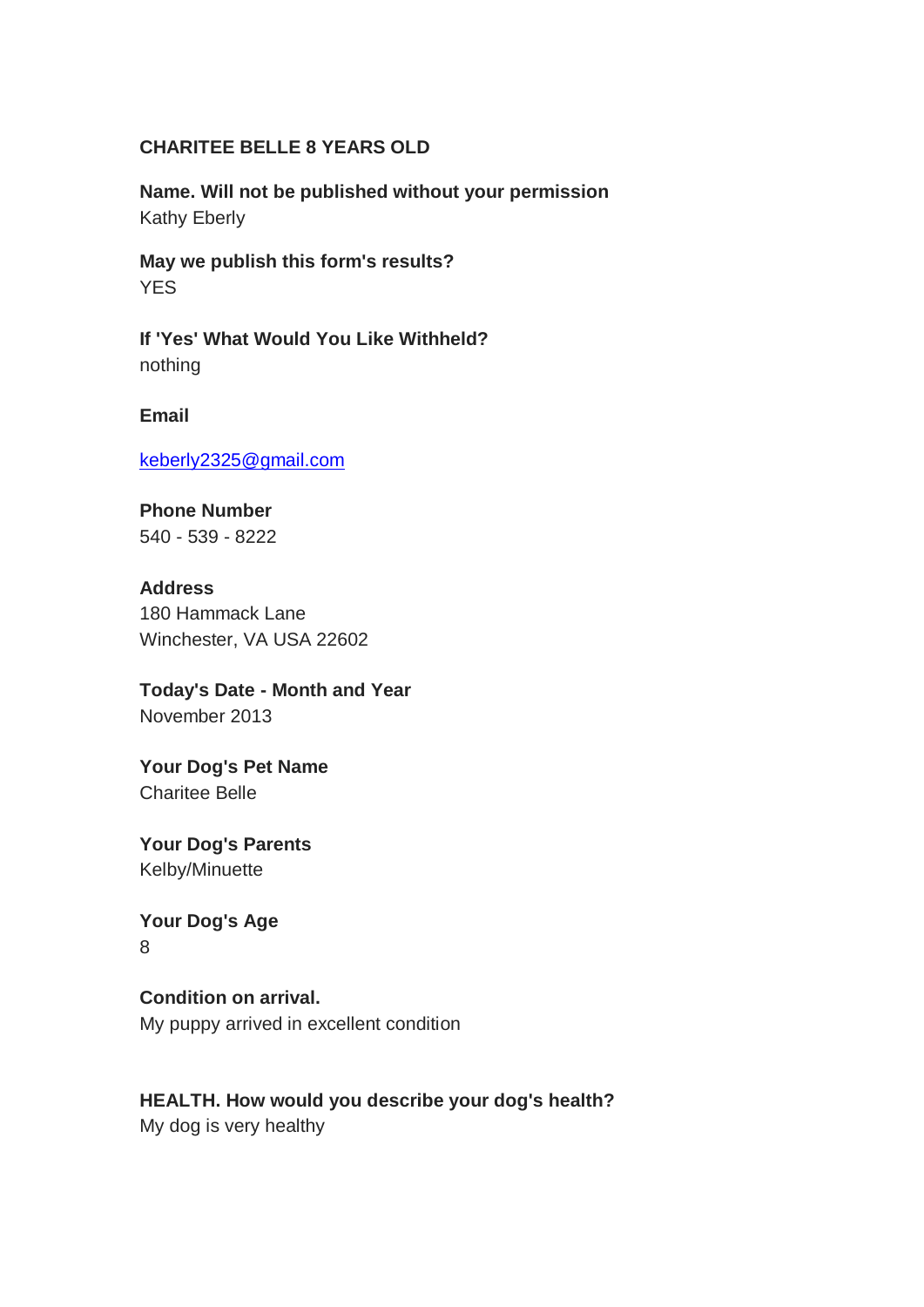**CHARITEE BELLE 8 YEARS OLD**

**Name. Will not be published without your permission**
Kathy Eberly

**May we publish this form's results?**
YES

**If 'Yes' What Would You Like Withheld?**
nothing

**Email**

keberly2325@gmail.com

**Phone Number**
540 - 539 - 8222

**Address**
180 Hammack Lane
Winchester, VA USA 22602

**Today's Date - Month and Year**
November 2013

**Your Dog's Pet Name**
Charitee Belle

**Your Dog's Parents**
Kelby/Minuette

**Your Dog's Age**
8

**Condition on arrival.**
My puppy arrived in excellent condition

**HEALTH. How would you describe your dog's health?**
My dog is very healthy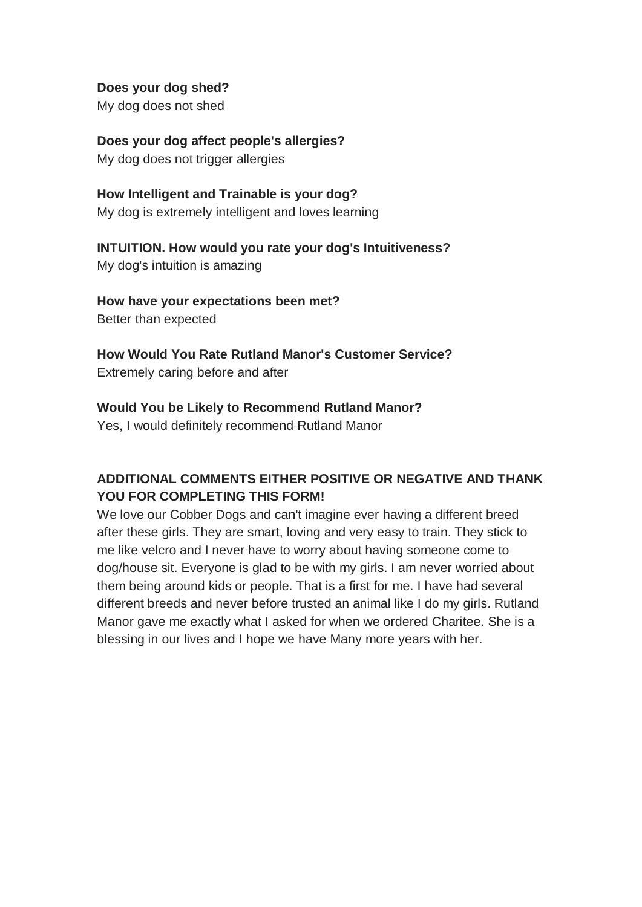**Does your dog shed?**
My dog does not shed

**Does your dog affect people's allergies?**
My dog does not trigger allergies

**How Intelligent and Trainable is your dog?**
My dog is extremely intelligent and loves learning

**INTUITION. How would you rate your dog's Intuitiveness?**
My dog's intuition is amazing

**How have your expectations been met?**
Better than expected

**How Would You Rate Rutland Manor's Customer Service?**
Extremely caring before and after

**Would You be Likely to Recommend Rutland Manor?**
Yes, I would definitely recommend Rutland Manor

**ADDITIONAL COMMENTS EITHER POSITIVE OR NEGATIVE AND THANK YOU FOR COMPLETING THIS FORM!**
We love our Cobber Dogs and can't imagine ever having a different breed after these girls. They are smart, loving and very easy to train. They stick to me like velcro and I never have to worry about having someone come to dog/house sit. Everyone is glad to be with my girls. I am never worried about them being around kids or people. That is a first for me. I have had several different breeds and never before trusted an animal like I do my girls. Rutland Manor gave me exactly what I asked for when we ordered Charitee. She is a blessing in our lives and I hope we have Many more years with her.